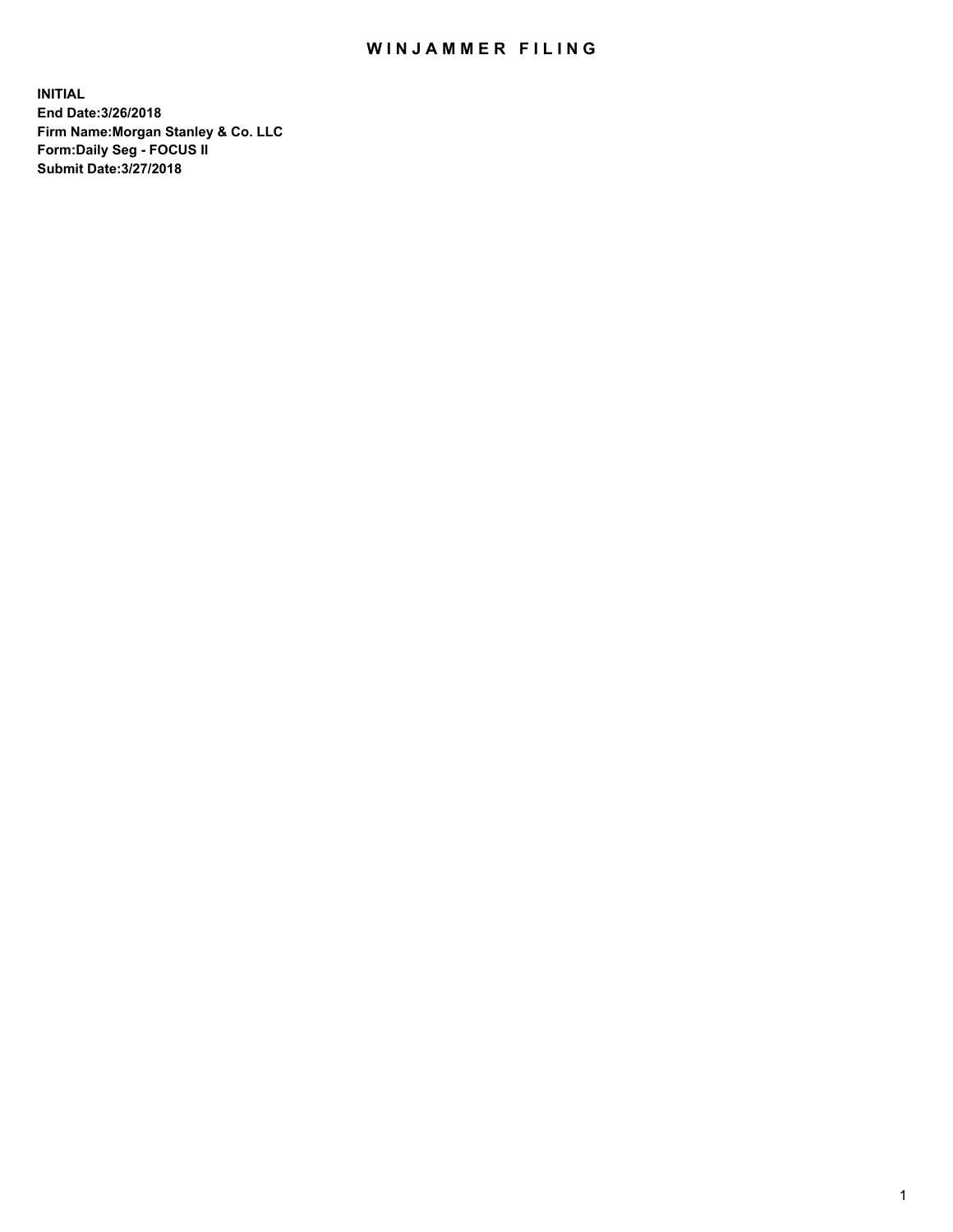# WINJAMMER FILING

**INITIAL**
**End Date:3/26/2018**
**Firm Name:Morgan Stanley & Co. LLC**
**Form:Daily Seg - FOCUS II**
**Submit Date:3/27/2018**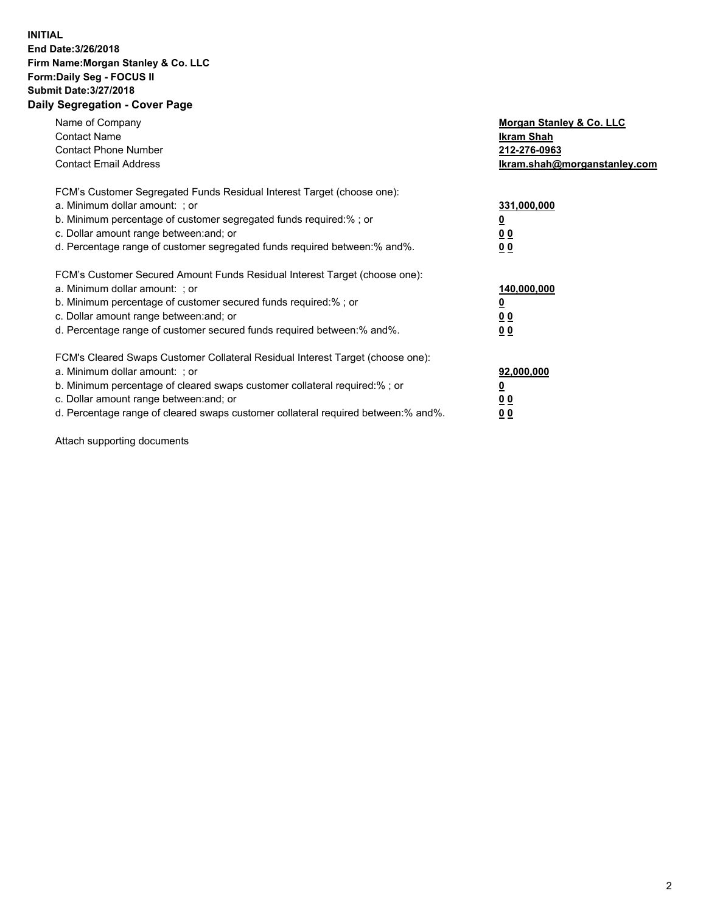**INITIAL**
**End Date:3/26/2018**
**Firm Name:Morgan Stanley & Co. LLC**
**Form:Daily Seg - FOCUS II**
**Submit Date:3/27/2018**

## Daily Segregation - Cover Page

| | |
|---|---|
| Name of Company | **Morgan Stanley & Co. LLC** |
| Contact Name | **Ikram Shah** |
| Contact Phone Number | **212-276-0963** |
| Contact Email Address | **Ikram.shah@morganstanley.com** |

| | |
|---|---|
| FCM's Customer Segregated Funds Residual Interest Target (choose one): | |
| a. Minimum dollar amount: ; or | **331,000,000** |
| b. Minimum percentage of customer segregated funds required:% ; or | **0** |
| c. Dollar amount range between:and; or | **0 0** |
| d. Percentage range of customer segregated funds required between:% and%. | **0 0** |

| | |
|---|---|
| FCM's Customer Secured Amount Funds Residual Interest Target (choose one): | |
| a. Minimum dollar amount: ; or | **140,000,000** |
| b. Minimum percentage of customer secured funds required:% ; or | **0** |
| c. Dollar amount range between:and; or | **0 0** |
| d. Percentage range of customer secured funds required between:% and%. | **0 0** |

| | |
|---|---|
| FCM's Cleared Swaps Customer Collateral Residual Interest Target (choose one): | |
| a. Minimum dollar amount: ; or | **92,000,000** |
| b. Minimum percentage of cleared swaps customer collateral required:% ; or | **0** |
| c. Dollar amount range between:and; or | **0 0** |
| d. Percentage range of cleared swaps customer collateral required between:% and%. | **0 0** |

Attach supporting documents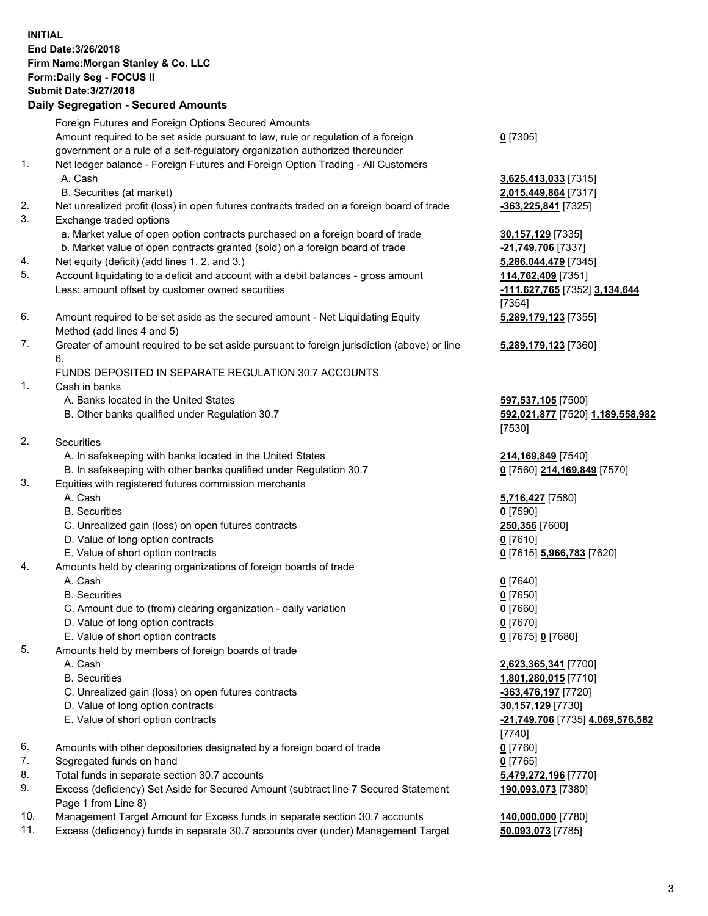**INITIAL**
**End Date:3/26/2018**
**Firm Name:Morgan Stanley & Co. LLC**
**Form:Daily Seg - FOCUS II**
**Submit Date:3/27/2018**

## Daily Segregation - Secured Amounts

| | | |
|---|---|---|
| | Foreign Futures and Foreign Options Secured Amounts | |
| | Amount required to be set aside pursuant to law, rule or regulation of a foreign government or a rule of a self-regulatory organization authorized thereunder | **0** [7305] |
| 1. | Net ledger balance - Foreign Futures and Foreign Option Trading - All Customers | |
| | A. Cash | **3,625,413,033** [7315] |
| | B. Securities (at market) | **2,015,449,864** [7317] |
| 2. | Net unrealized profit (loss) in open futures contracts traded on a foreign board of trade | **-363,225,841** [7325] |
| 3. | Exchange traded options | |
| | a. Market value of open option contracts purchased on a foreign board of trade | **30,157,129** [7335] |
| | b. Market value of open contracts granted (sold) on a foreign board of trade | **-21,749,706** [7337] |
| 4. | Net equity (deficit) (add lines 1. 2. and 3.) | **5,286,044,479** [7345] |
| 5. | Account liquidating to a deficit and account with a debit balances - gross amount | **114,762,409** [7351] |
| | Less: amount offset by customer owned securities | **-111,627,765** [7352] **3,134,644** [7354] |
| 6. | Amount required to be set aside as the secured amount - Net Liquidating Equity Method (add lines 4 and 5) | **5,289,179,123** [7355] |
| 7. | Greater of amount required to be set aside pursuant to foreign jurisdiction (above) or line 6. | **5,289,179,123** [7360] |
| | FUNDS DEPOSITED IN SEPARATE REGULATION 30.7 ACCOUNTS | |
| 1. | Cash in banks | |
| | A. Banks located in the United States | **597,537,105** [7500] |
| | B. Other banks qualified under Regulation 30.7 | **592,021,877** [7520] **1,189,558,982** [7530] |
| 2. | Securities | |
| | A. In safekeeping with banks located in the United States | **214,169,849** [7540] |
| | B. In safekeeping with other banks qualified under Regulation 30.7 | **0** [7560] **214,169,849** [7570] |
| 3. | Equities with registered futures commission merchants | |
| | A. Cash | **5,716,427** [7580] |
| | B. Securities | **0** [7590] |
| | C. Unrealized gain (loss) on open futures contracts | **250,356** [7600] |
| | D. Value of long option contracts | **0** [7610] |
| | E. Value of short option contracts | **0** [7615] **5,966,783** [7620] |
| 4. | Amounts held by clearing organizations of foreign boards of trade | |
| | A. Cash | **0** [7640] |
| | B. Securities | **0** [7650] |
| | C. Amount due to (from) clearing organization - daily variation | **0** [7660] |
| | D. Value of long option contracts | **0** [7670] |
| | E. Value of short option contracts | **0** [7675] **0** [7680] |
| 5. | Amounts held by members of foreign boards of trade | |
| | A. Cash | **2,623,365,341** [7700] |
| | B. Securities | **1,801,280,015** [7710] |
| | C. Unrealized gain (loss) on open futures contracts | **-363,476,197** [7720] |
| | D. Value of long option contracts | **30,157,129** [7730] |
| | E. Value of short option contracts | **-21,749,706** [7735] **4,069,576,582** [7740] |
| 6. | Amounts with other depositories designated by a foreign board of trade | **0** [7760] |
| 7. | Segregated funds on hand | **0** [7765] |
| 8. | Total funds in separate section 30.7 accounts | **5,479,272,196** [7770] |
| 9. | Excess (deficiency) Set Aside for Secured Amount (subtract line 7 Secured Statement Page 1 from Line 8) | **190,093,073** [7380] |
| 10. | Management Target Amount for Excess funds in separate section 30.7 accounts | **140,000,000** [7780] |
| 11. | Excess (deficiency) funds in separate 30.7 accounts over (under) Management Target | **50,093,073** [7785] |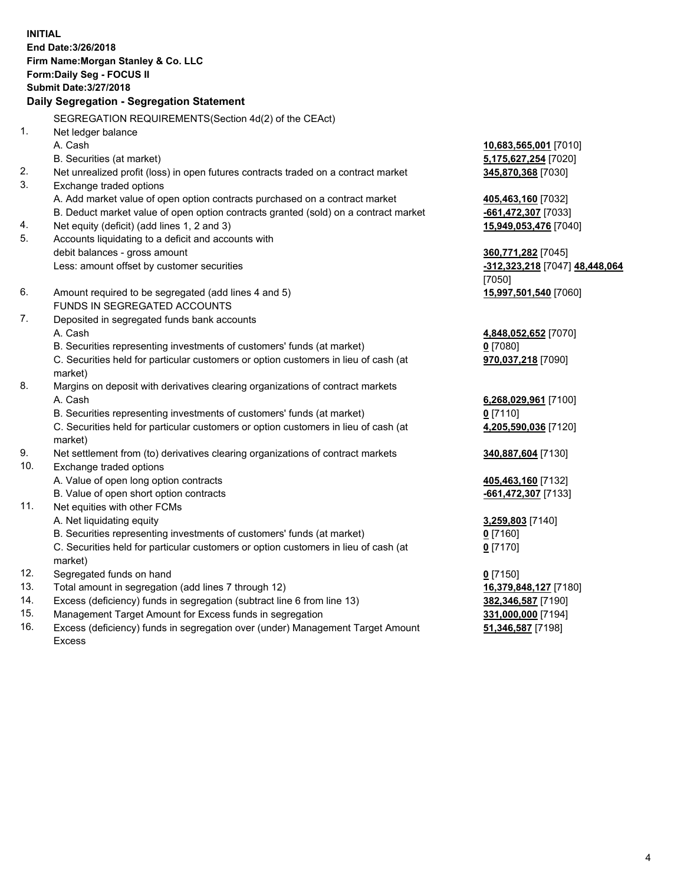**INITIAL**
**End Date:3/26/2018**
**Firm Name:Morgan Stanley & Co. LLC**
**Form:Daily Seg - FOCUS II**
**Submit Date:3/27/2018**

## Daily Segregation - Segregation Statement

SEGREGATION REQUIREMENTS(Section 4d(2) of the CEAct)

| | | |
|---|---|---|
| 1. | Net ledger balance | |
| | A. Cash | **10,683,565,001** [7010] |
| | B. Securities (at market) | **5,175,627,254** [7020] |
| 2. | Net unrealized profit (loss) in open futures contracts traded on a contract market | **345,870,368** [7030] |
| 3. | Exchange traded options | |
| | A. Add market value of open option contracts purchased on a contract market | **405,463,160** [7032] |
| | B. Deduct market value of open option contracts granted (sold) on a contract market | **-661,472,307** [7033] |
| 4. | Net equity (deficit) (add lines 1, 2 and 3) | **15,949,053,476** [7040] |
| 5. | Accounts liquidating to a deficit and accounts with debit balances - gross amount | **360,771,282** [7045] |
| | Less: amount offset by customer securities | **-312,323,218** [7047] **48,448,064** [7050] |
| 6. | Amount required to be segregated (add lines 4 and 5) | **15,997,501,540** [7060] |
| | FUNDS IN SEGREGATED ACCOUNTS | |
| 7. | Deposited in segregated funds bank accounts | |
| | A. Cash | **4,848,052,652** [7070] |
| | B. Securities representing investments of customers' funds (at market) | **0** [7080] |
| | C. Securities held for particular customers or option customers in lieu of cash (at market) | **970,037,218** [7090] |
| 8. | Margins on deposit with derivatives clearing organizations of contract markets | |
| | A. Cash | **6,268,029,961** [7100] |
| | B. Securities representing investments of customers' funds (at market) | **0** [7110] |
| | C. Securities held for particular customers or option customers in lieu of cash (at market) | **4,205,590,036** [7120] |
| 9. | Net settlement from (to) derivatives clearing organizations of contract markets | **340,887,604** [7130] |
| 10. | Exchange traded options | |
| | A. Value of open long option contracts | **405,463,160** [7132] |
| | B. Value of open short option contracts | **-661,472,307** [7133] |
| 11. | Net equities with other FCMs | |
| | A. Net liquidating equity | **3,259,803** [7140] |
| | B. Securities representing investments of customers' funds (at market) | **0** [7160] |
| | C. Securities held for particular customers or option customers in lieu of cash (at market) | **0** [7170] |
| 12. | Segregated funds on hand | **0** [7150] |
| 13. | Total amount in segregation (add lines 7 through 12) | **16,379,848,127** [7180] |
| 14. | Excess (deficiency) funds in segregation (subtract line 6 from line 13) | **382,346,587** [7190] |
| 15. | Management Target Amount for Excess funds in segregation | **331,000,000** [7194] |
| 16. | Excess (deficiency) funds in segregation over (under) Management Target Amount Excess | **51,346,587** [7198] |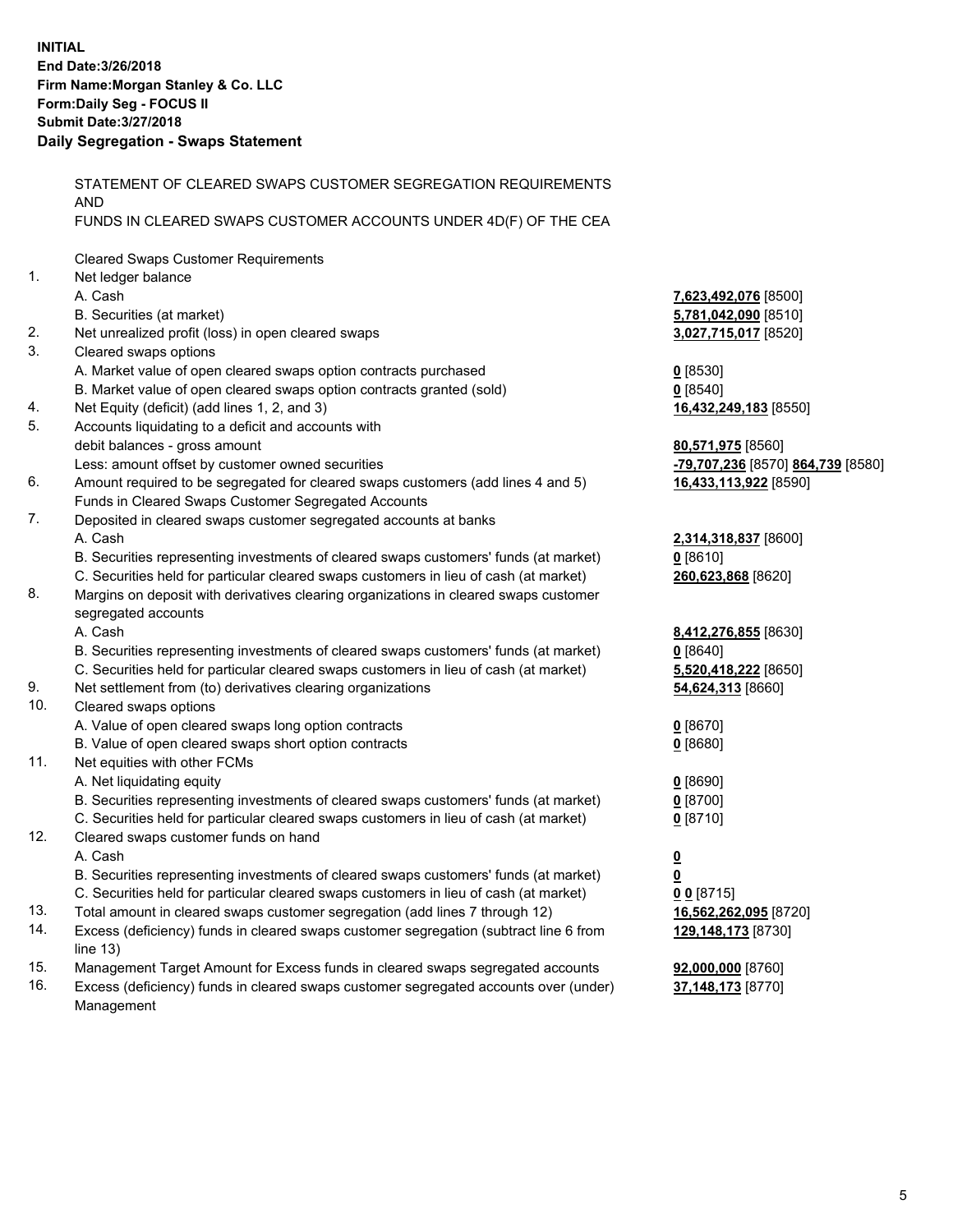**INITIAL**
**End Date:3/26/2018**
**Firm Name:Morgan Stanley & Co. LLC**
**Form:Daily Seg - FOCUS II**
**Submit Date:3/27/2018**
**Daily Segregation - Swaps Statement**

STATEMENT OF CLEARED SWAPS CUSTOMER SEGREGATION REQUIREMENTS AND FUNDS IN CLEARED SWAPS CUSTOMER ACCOUNTS UNDER 4D(F) OF THE CEA

| | | |
|---|---|---|
| | Cleared Swaps Customer Requirements | |
| 1. | Net ledger balance | |
| | A. Cash | **7,623,492,076** [8500] |
| | B. Securities (at market) | **5,781,042,090** [8510] |
| 2. | Net unrealized profit (loss) in open cleared swaps | **3,027,715,017** [8520] |
| 3. | Cleared swaps options | |
| | A. Market value of open cleared swaps option contracts purchased | **0** [8530] |
| | B. Market value of open cleared swaps option contracts granted (sold) | **0** [8540] |
| 4. | Net Equity (deficit) (add lines 1, 2, and 3) | **16,432,249,183** [8550] |
| 5. | Accounts liquidating to a deficit and accounts with debit balances - gross amount | **80,571,975** [8560] |
| | Less: amount offset by customer owned securities | **-79,707,236** [8570] **864,739** [8580] |
| 6. | Amount required to be segregated for cleared swaps customers (add lines 4 and 5) | **16,433,113,922** [8590] |
| | Funds in Cleared Swaps Customer Segregated Accounts | |
| 7. | Deposited in cleared swaps customer segregated accounts at banks | |
| | A. Cash | **2,314,318,837** [8600] |
| | B. Securities representing investments of cleared swaps customers' funds (at market) | **0** [8610] |
| | C. Securities held for particular cleared swaps customers in lieu of cash (at market) | **260,623,868** [8620] |
| 8. | Margins on deposit with derivatives clearing organizations in cleared swaps customer segregated accounts | |
| | A. Cash | **8,412,276,855** [8630] |
| | B. Securities representing investments of cleared swaps customers' funds (at market) | **0** [8640] |
| | C. Securities held for particular cleared swaps customers in lieu of cash (at market) | **5,520,418,222** [8650] |
| 9. | Net settlement from (to) derivatives clearing organizations | **54,624,313** [8660] |
| 10. | Cleared swaps options | |
| | A. Value of open cleared swaps long option contracts | **0** [8670] |
| | B. Value of open cleared swaps short option contracts | **0** [8680] |
| 11. | Net equities with other FCMs | |
| | A. Net liquidating equity | **0** [8690] |
| | B. Securities representing investments of cleared swaps customers' funds (at market) | **0** [8700] |
| | C. Securities held for particular cleared swaps customers in lieu of cash (at market) | **0** [8710] |
| 12. | Cleared swaps customer funds on hand | |
| | A. Cash | **0** |
| | B. Securities representing investments of cleared swaps customers' funds (at market) | **0** |
| | C. Securities held for particular cleared swaps customers in lieu of cash (at market) | **0** **0** [8715] |
| 13. | Total amount in cleared swaps customer segregation (add lines 7 through 12) | **16,562,262,095** [8720] |
| 14. | Excess (deficiency) funds in cleared swaps customer segregation (subtract line 6 from line 13) | **129,148,173** [8730] |
| 15. | Management Target Amount for Excess funds in cleared swaps segregated accounts | **92,000,000** [8760] |
| 16. | Excess (deficiency) funds in cleared swaps customer segregated accounts over (under) Management | **37,148,173** [8770] |